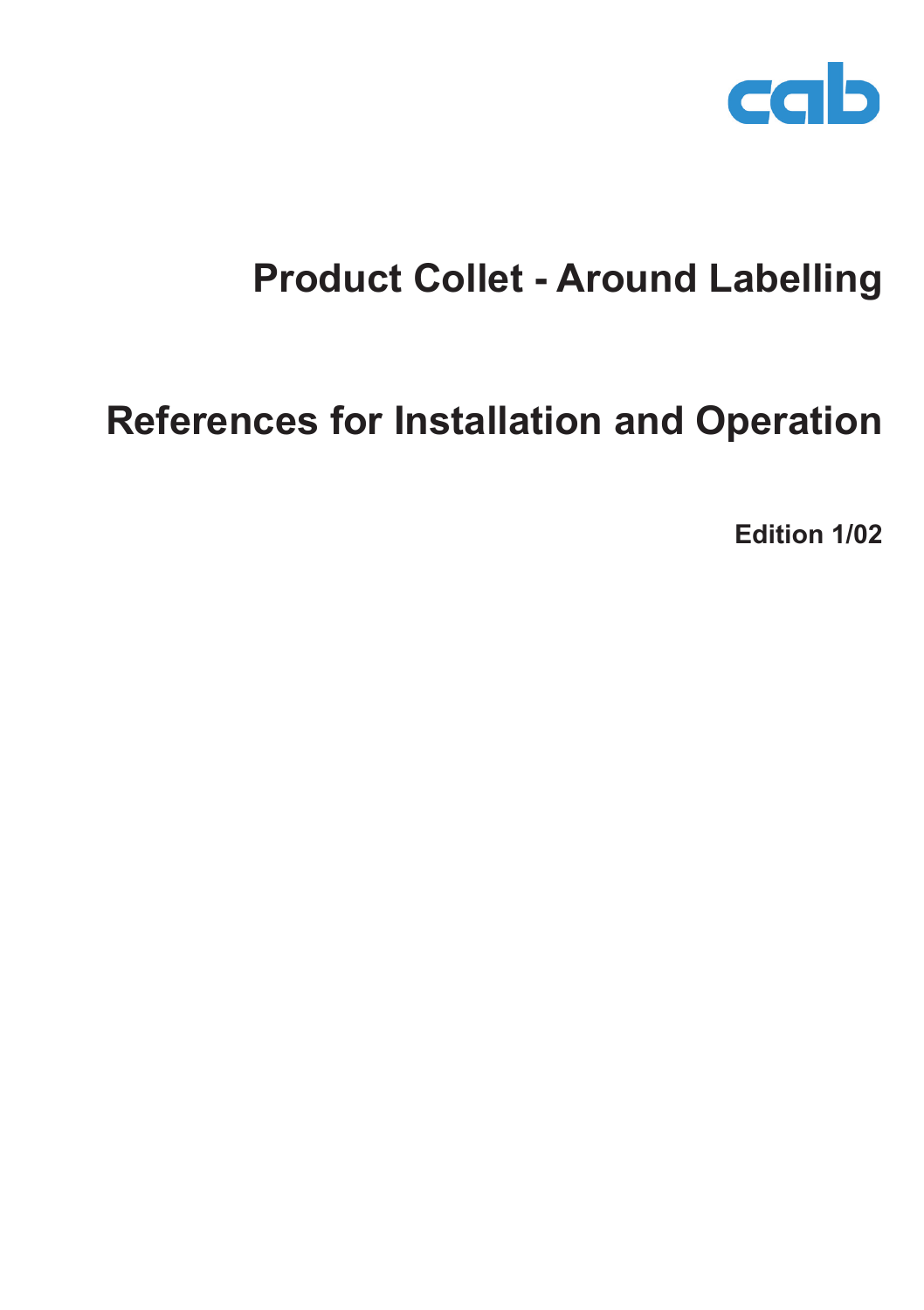cab

# Product Collet - Around Labelling

# References for Installation and Operation

**Edition 1/02**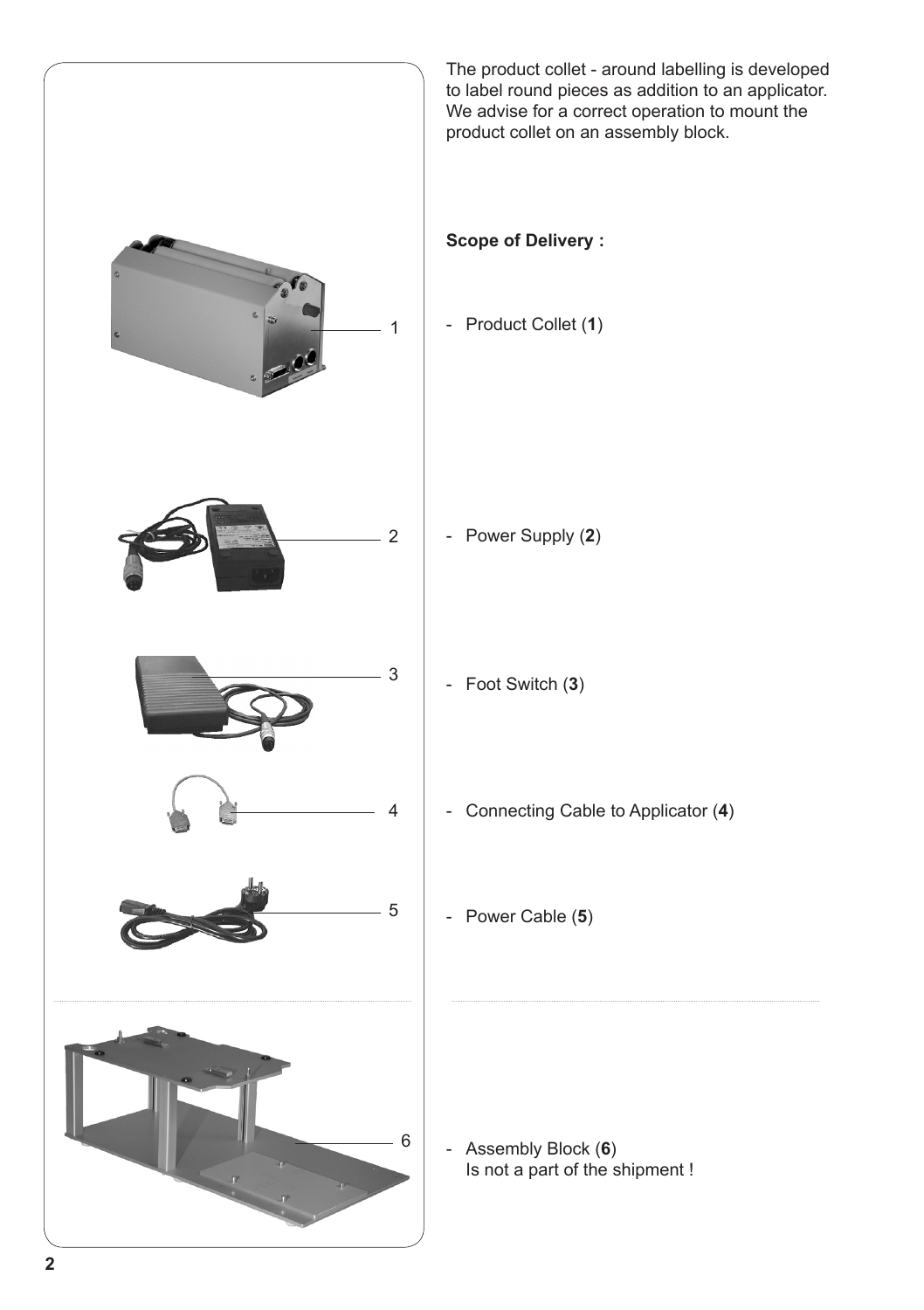The product collet - around labelling is developed to label round pieces as addition to an applicator. We advise for a correct operation to mount the product collet on an assembly block.

**Scope of Delivery :**

- Product Collet (**1**)
- Power Supply (**2**)
- Foot Switch (**3**)
- Connecting Cable to Applicator (**4**)
- Power Cable (**5**)

---

- Assembly Block (**6**)
  Is not a part of the shipment !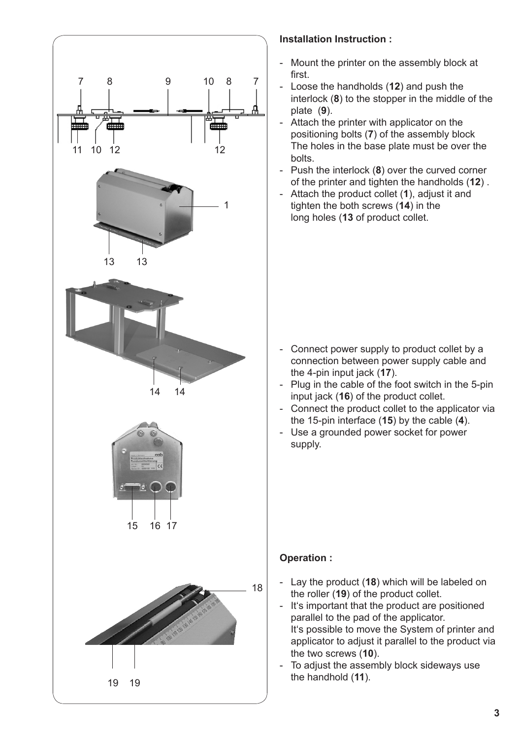**Installation Instruction :**

- Mount the printer on the assembly block at first.
- Loose the handholds (**12**) and push the interlock (**8**) to the stopper in the middle of the plate (**9**).
- Attach the printer with applicator on the positioning bolts (**7**) of the assembly block The holes in the base plate must be over the bolts.
- Push the interlock (**8**) over the curved corner of the printer and tighten the handholds (**12**) .
- Attach the product collet (**1**), adjust it and tighten the both screws (**14**) in the long holes (**13** of product collet.

- Connect power supply to product collet by a connection between power supply cable and the 4-pin input jack (**17**).
- Plug in the cable of the foot switch in the 5-pin input jack (**16**) of the product collet.
- Connect the product collet to the applicator via the 15-pin interface (**15**) by the cable (**4**).
- Use a grounded power socket for power supply.

**Operation :**

- Lay the product (**18**) which will be labeled on the roller (**19**) of the product collet.
- It's important that the product are positioned parallel to the pad of the applicator. It's possible to move the System of printer and applicator to adjust it parallel to the product via the two screws (**10**).
- To adjust the assembly block sideways use the handhold (**11**).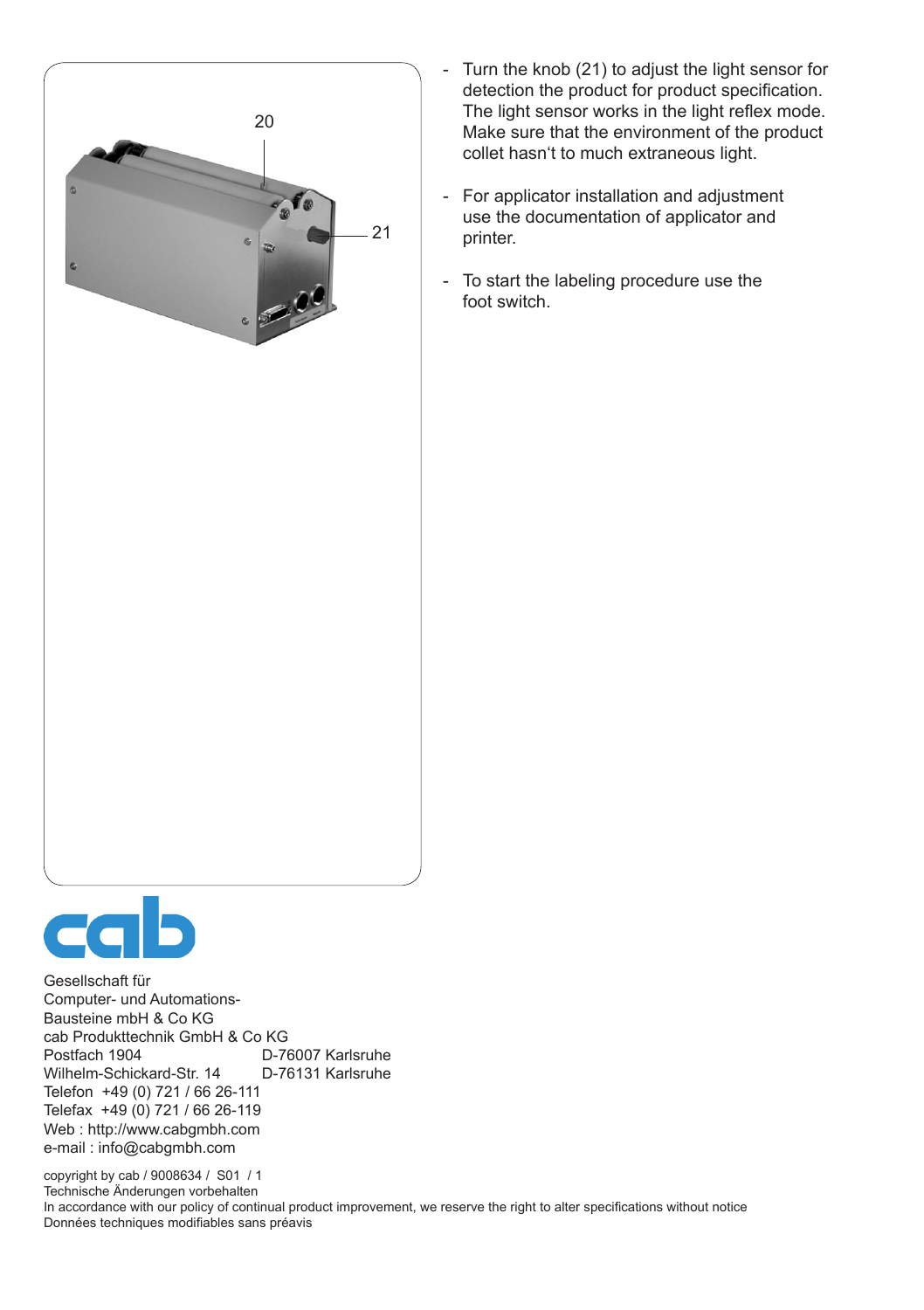20

21

- Turn the knob (21) to adjust the light sensor for detection the product for product specification. The light sensor works in the light reflex mode. Make sure that the environment of the product collet hasn‘t to much extraneous light.
- For applicator installation and adjustment use the documentation of applicator and printer.
- To start the labeling procedure use the foot switch.

Gesellschaft für
Computer- und Automations-
Bausteine mbH & Co KG
cab Produkttechnik GmbH & Co KG
Postfach 1904 D-76007 Karlsruhe
Wilhelm-Schickard-Str. 14 D-76131 Karlsruhe
Telefon +49 (0) 721 / 66 26-111
Telefax +49 (0) 721 / 66 26-119
Web : http://www.cabgmbh.com
e-mail : info@cabgmbh.com

copyright by cab / 9008634 / S01 / 1
Technische Änderungen vorbehalten
In accordance with our policy of continual product improvement, we reserve the right to alter specifications without notice
Données techniques modifiables sans préavis